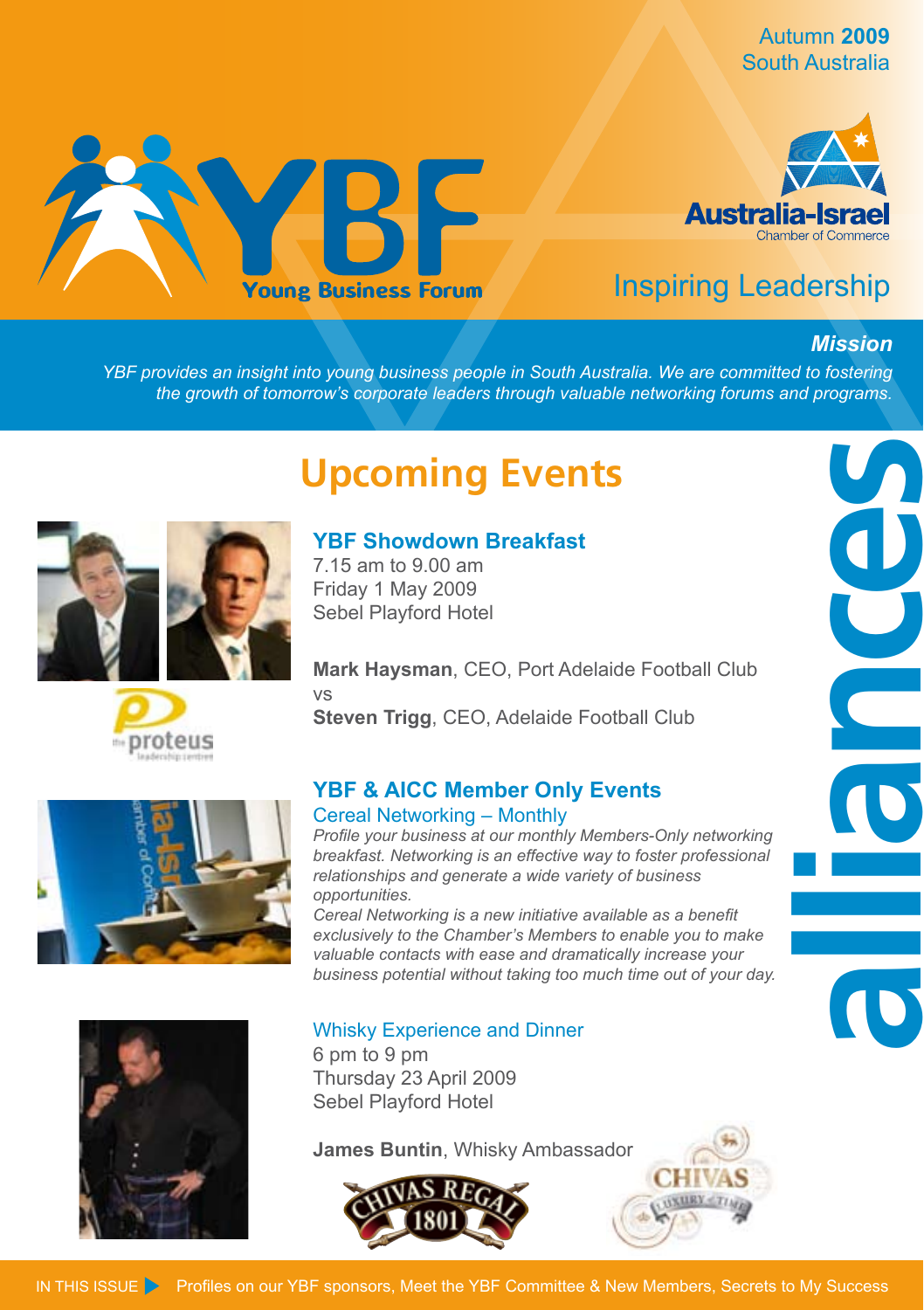Autumn **2009**
South Australia

# YBF Young Business Forum

Australia-Israel Chamber of Commerce

Inspiring Leadership

***Mission***

*YBF provides an insight into young business people in South Australia. We are committed to fostering the growth of tomorrow's corporate leaders through valuable networking forums and programs.*

alliances

## Upcoming Events

### YBF Showdown Breakfast

7.15 am to 9.00 am
Friday 1 May 2009
Sebel Playford Hotel

**Mark Haysman**, CEO, Port Adelaide Football Club
vs
**Steven Trigg**, CEO, Adelaide Football Club

the proteus leadership centre

### YBF & AICC Member Only Events

#### Cereal Networking – Monthly

*Profile your business at our monthly Members-Only networking breakfast. Networking is an effective way to foster professional relationships and generate a wide variety of business opportunities.*

*Cereal Networking is a new initiative available as a benefit exclusively to the Chamber's Members to enable you to make valuable contacts with ease and dramatically increase your business potential without taking too much time out of your day.*

#### Whisky Experience and Dinner

6 pm to 9 pm
Thursday 23 April 2009
Sebel Playford Hotel

**James Buntin**, Whisky Ambassador

Chivas Regal 1801 — Chivas Luxury of Time

IN THIS ISSUE ▶ Profiles on our YBF sponsors, Meet the YBF Committee & New Members, Secrets to My Success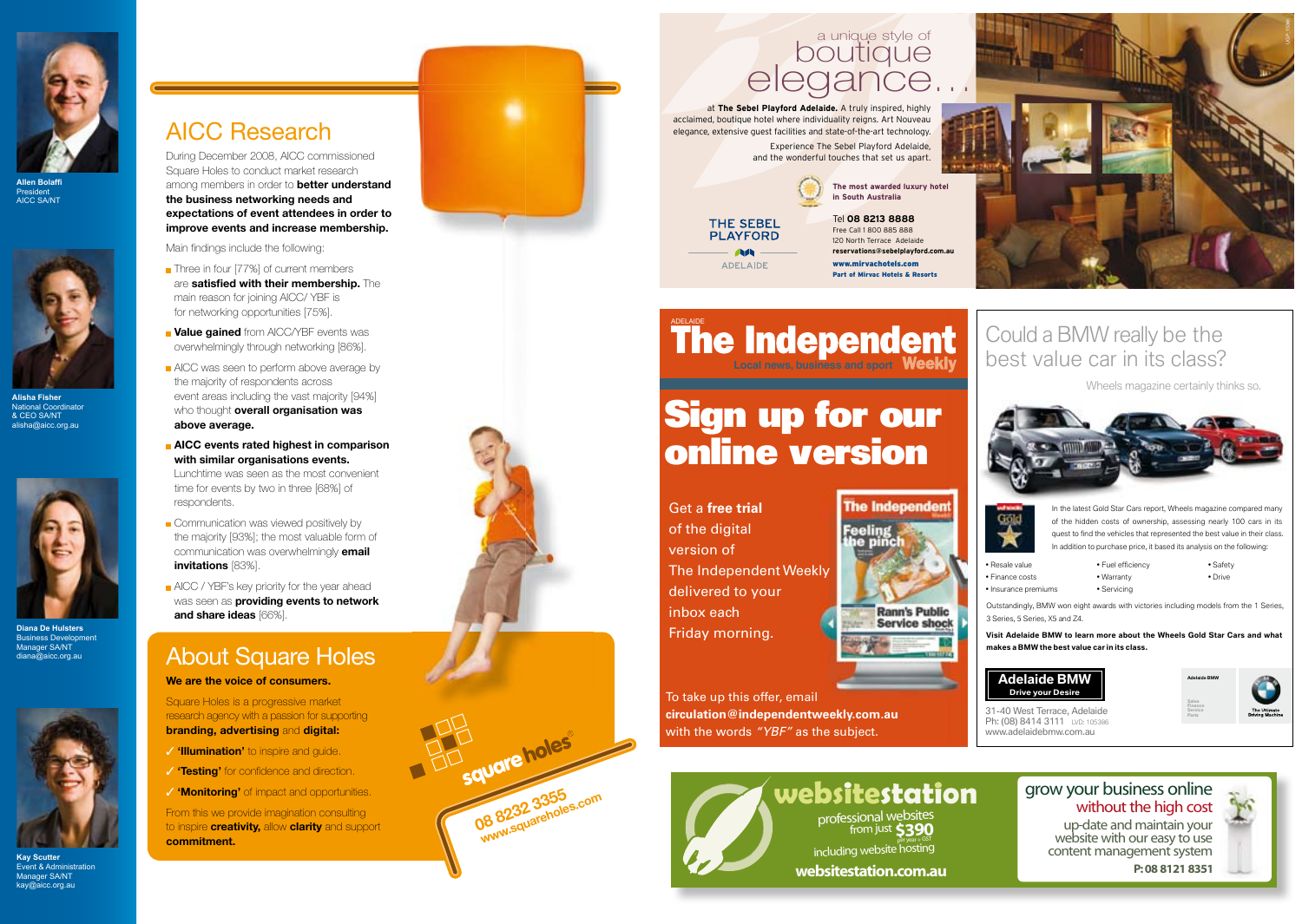**Allen Bolaffi**
President
AICC SA/NT

**Alisha Fisher**
National Coordinator
& CEO SA/NT
alisha@aicc.org.au

**Diana De Hulsters**
Business Development
Manager SA/NT
diana@aicc.org.au

**Kay Scutter**
Event & Administration
Manager SA/NT
kay@aicc.org.au

# AICC Research

During December 2008, AICC commissioned Square Holes to conduct market research among members in order to **better understand the business networking needs and expectations of event attendees in order to improve events and increase membership.**

Main findings include the following:

- Three in four [77%] of current members are **satisfied with their membership.** The main reason for joining AICC/ YBF is for networking opportunities [75%].
- **Value gained** from AICC/YBF events was overwhelmingly through networking [86%].
- AICC was seen to perform above average by the majority of respondents across event areas including the vast majority [94%] who thought **overall organisation was above average.**
- **AICC events rated highest in comparison with similar organisations events.** Lunchtime was seen as the most convenient time for events by two in three [68%] of respondents.
- Communication was viewed positively by the majority [93%]; the most valuable form of communication was overwhelmingly **email invitations** [83%].
- AICC / YBF's key priority for the year ahead was seen as **providing events to network and share ideas** [66%].

## About Square Holes

**We are the voice of consumers.**

Square Holes is a progressive market research agency with a passion for supporting **branding, advertising** and **digital:**

✓ **'Illumination'** to inspire and guide.

✓ **'Testing'** for confidence and direction.

✓ **'Monitoring'** of impact and opportunities.

From this we provide imagination consulting to inspire **creativity,** allow **clarity** and support **commitment.**

square holes®
08 8232 3355
www.squareholes.com

---

a unique style of
boutique
elegance...

at **The Sebel Playford Adelaide.** A truly inspired, highly acclaimed, boutique hotel where individuality reigns. Art Nouveau elegance, extensive guest facilities and state-of-the-art technology.

Experience The Sebel Playford Adelaide, and the wonderful touches that set us apart.

THE SEBEL PLAYFORD
ADELAIDE

**The most awarded luxury hotel in South Australia**

Tel **08 8213 8888**
Free Call 1 800 885 888
120 North Terrace Adelaide
**reservations@sebelplayford.com.au**
**www.mirvachotels.com**
**Part of Mirvac Hotels & Resorts**

---

ADELAIDE
# The Independent
Local news, business and sport **Weekly**

## Sign up for our online version

Get a **free trial** of the digital version of The Independent Weekly delivered to your inbox each Friday morning.

To take up this offer, email **circulation@independentweekly.com.au** with the words *"YBF"* as the subject.

---

## Could a BMW really be the best value car in its class?

Wheels magazine certainly thinks so.

In the latest Gold Star Cars report, Wheels magazine compared many of the hidden costs of ownership, assessing nearly 100 cars in its quest to find the vehicles that represented the best value in their class. In addition to purchase price, it based its analysis on the following:

- Resale value
- Finance costs
- Insurance premiums
- Fuel efficiency
- Warranty
- Servicing
- Safety
- Drive

Outstandingly, BMW won eight awards with victories including models from the 1 Series, 3 Series, 5 Series, X5 and Z4.

**Visit Adelaide BMW to learn more about the Wheels Gold Star Cars and what makes a BMW the best value car in its class.**

**Adelaide BMW**
**Drive your Desire**

31-40 West Terrace, Adelaide
Ph: (08) 8414 3111 LVD: 105386
www.adelaidebmw.com.au

---

**websitestation**
professional websites from just **$390**
including website hosting
**websitestation.com.au**

grow your business online
without the high cost
up-date and maintain your website with our easy to use content management system
**P: 08 8121 8351**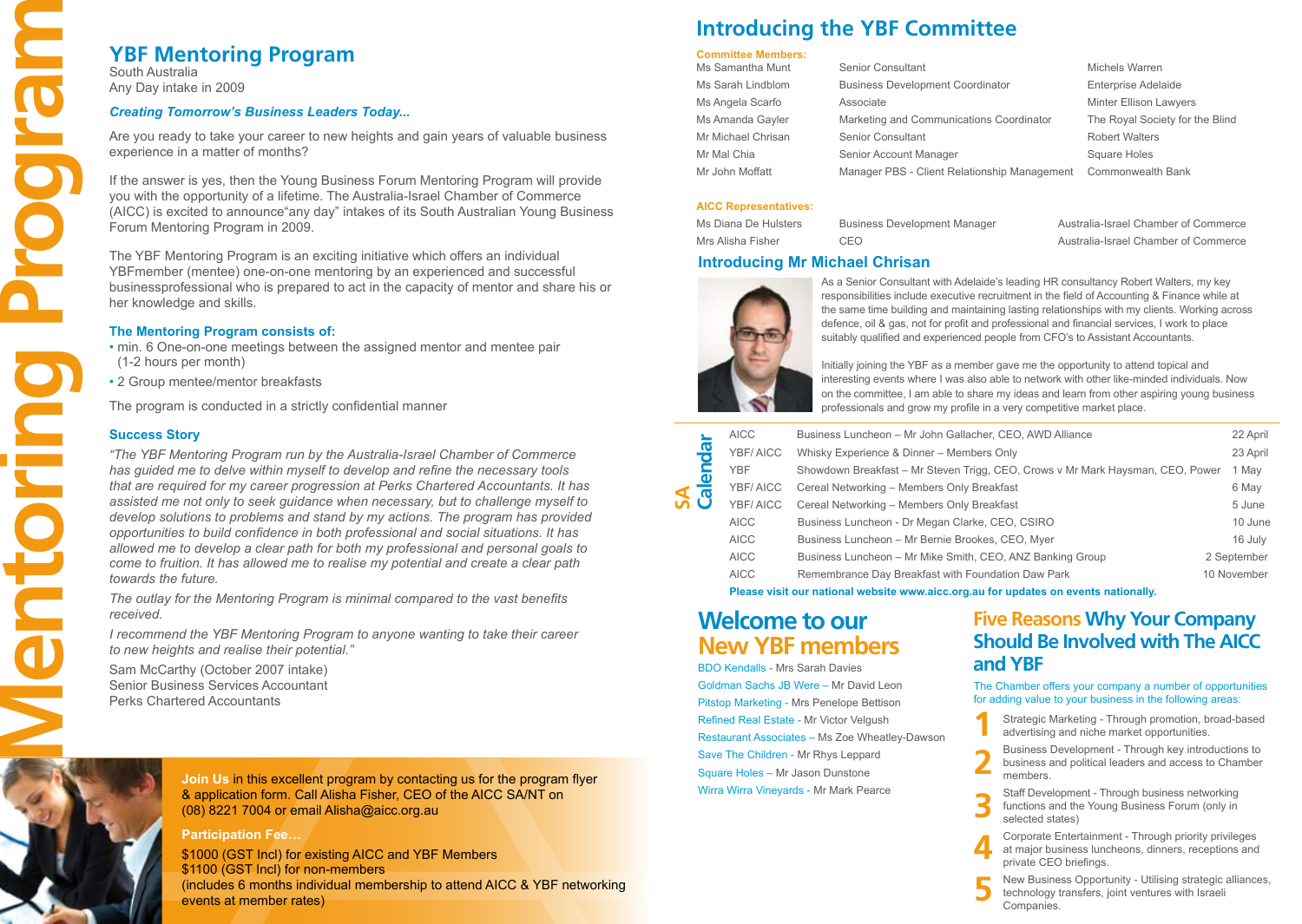# YBF Mentoring Program

South Australia
Any Day intake in 2009

***Creating Tomorrow's Business Leaders Today...***

Are you ready to take your career to new heights and gain years of valuable business experience in a matter of months?

If the answer is yes, then the Young Business Forum Mentoring Program will provide you with the opportunity of a lifetime. The Australia-Israel Chamber of Commerce (AICC) is excited to announce"any day" intakes of its South Australian Young Business Forum Mentoring Program in 2009.

The YBF Mentoring Program is an exciting initiative which offers an individual YBFmember (mentee) one-on-one mentoring by an experienced and successful businessprofessional who is prepared to act in the capacity of mentor and share his or her knowledge and skills.

### The Mentoring Program consists of:

- min. 6 One-on-one meetings between the assigned mentor and mentee pair (1-2 hours per month)
- 2 Group mentee/mentor breakfasts

The program is conducted in a strictly confidential manner

### Success Story

*"The YBF Mentoring Program run by the Australia-Israel Chamber of Commerce has guided me to delve within myself to develop and refine the necessary tools that are required for my career progression at Perks Chartered Accountants. It has assisted me not only to seek guidance when necessary, but to challenge myself to develop solutions to problems and stand by my actions. The program has provided opportunities to build confidence in both professional and social situations. It has allowed me to develop a clear path for both my professional and personal goals to come to fruition. It has allowed me to realise my potential and create a clear path towards the future.*

*The outlay for the Mentoring Program is minimal compared to the vast benefits received.*

*I recommend the YBF Mentoring Program to anyone wanting to take their career to new heights and realise their potential."*

Sam McCarthy (October 2007 intake)
Senior Business Services Accountant
Perks Chartered Accountants

**Join Us** in this excellent program by contacting us for the program flyer & application form. Call Alisha Fisher, CEO of the AICC SA/NT on (08) 8221 7004 or email Alisha@aicc.org.au

**Participation Fee…**

$1000 (GST Incl) for existing AICC and YBF Members
$1100 (GST Incl) for non-members
(includes 6 months individual membership to attend AICC & YBF networking events at member rates)

# Introducing the YBF Committee

**Committee Members:**

| | | |
|---|---|---|
| Ms Samantha Munt | Senior Consultant | Michels Warren |
| Ms Sarah Lindblom | Business Development Coordinator | Enterprise Adelaide |
| Ms Angela Scarfo | Associate | Minter Ellison Lawyers |
| Ms Amanda Gayler | Marketing and Communications Coordinator | The Royal Society for the Blind |
| Mr Michael Chrisan | Senior Consultant | Robert Walters |
| Mr Mal Chia | Senior Account Manager | Square Holes |
| Mr John Moffatt | Manager PBS - Client Relationship Management | Commonwealth Bank |

**AICC Representatives:**

| | | |
|---|---|---|
| Ms Diana De Hulsters | Business Development Manager | Australia-Israel Chamber of Commerce |
| Mrs Alisha Fisher | CEO | Australia-Israel Chamber of Commerce |

## Introducing Mr Michael Chrisan

As a Senior Consultant with Adelaide's leading HR consultancy Robert Walters, my key responsibilities include executive recruitment in the field of Accounting & Finance while at the same time building and maintaining lasting relationships with my clients. Working across defence, oil & gas, not for profit and professional and financial services, I work to place suitably qualified and experienced people from CFO's to Assistant Accountants.

Initially joining the YBF as a member gave me the opportunity to attend topical and interesting events where I was also able to network with other like-minded individuals. Now on the committee, I am able to share my ideas and learn from other aspiring young business professionals and grow my profile in a very competitive market place.

## SA Calendar

| | | |
|---|---|---|
| AICC | Business Luncheon – Mr John Gallacher, CEO, AWD Alliance | 22 April |
| YBF/ AICC | Whisky Experience & Dinner – Members Only | 23 April |
| YBF | Showdown Breakfast – Mr Steven Trigg, CEO, Crows v Mr Mark Haysman, CEO, Power | 1 May |
| YBF/ AICC | Cereal Networking – Members Only Breakfast | 6 May |
| YBF/ AICC | Cereal Networking – Members Only Breakfast | 5 June |
| AICC | Business Luncheon - Dr Megan Clarke, CEO, CSIRO | 10 June |
| AICC | Business Luncheon – Mr Bernie Brookes, CEO, Myer | 16 July |
| AICC | Business Luncheon – Mr Mike Smith, CEO, ANZ Banking Group | 2 September |
| AICC | Remembrance Day Breakfast with Foundation Daw Park | 10 November |

**Please visit our national website www.aicc.org.au for updates on events nationally.**

## Welcome to our New YBF members

BDO Kendalls - Mrs Sarah Davies
Goldman Sachs JB Were – Mr David Leon
Pitstop Marketing - Mrs Penelope Bettison
Refined Real Estate - Mr Victor Velgush
Restaurant Associates – Ms Zoe Wheatley-Dawson
Save The Children - Mr Rhys Leppard
Square Holes – Mr Jason Dunstone
Wirra Wirra Vineyards - Mr Mark Pearce

## Five Reasons Why Your Company Should Be Involved with The AICC and YBF

The Chamber offers your company a number of opportunities for adding value to your business in the following areas:

1. Strategic Marketing - Through promotion, broad-based advertising and niche market opportunities.
2. Business Development - Through key introductions to business and political leaders and access to Chamber members.
3. Staff Development - Through business networking functions and the Young Business Forum (only in selected states)
4. Corporate Entertainment - Through priority privileges at major business luncheons, dinners, receptions and private CEO briefings.
5. New Business Opportunity - Utilising strategic alliances, technology transfers, joint ventures with Israeli Companies.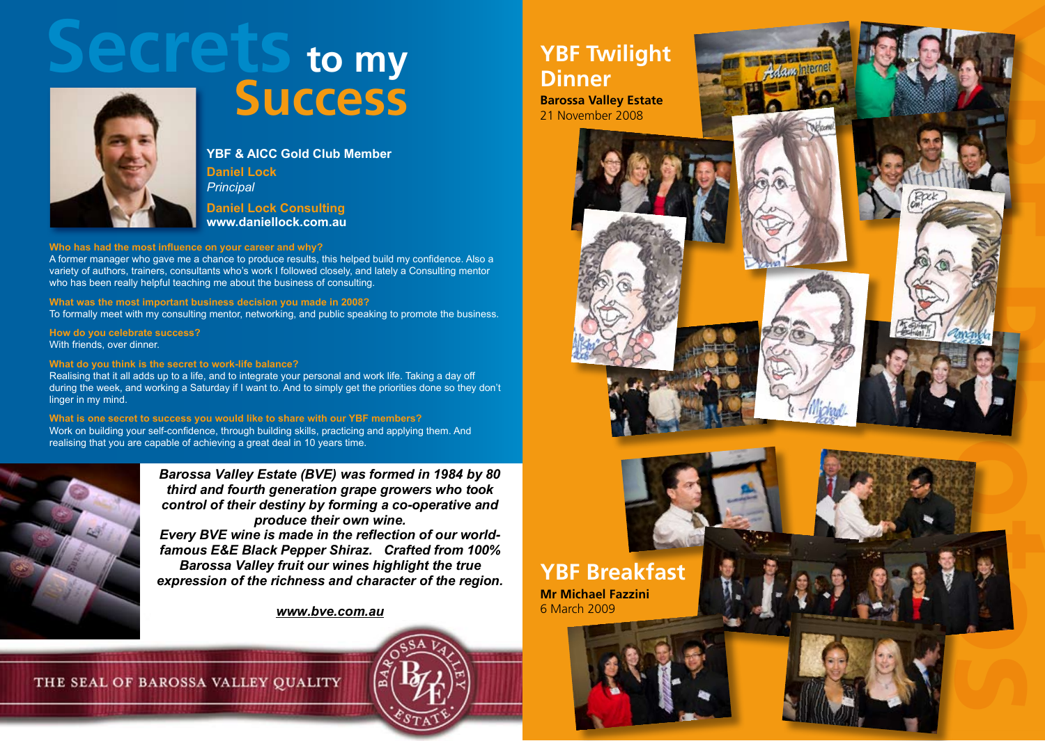# Secrets to my Success

**YBF & AICC Gold Club Member**

**Daniel Lock**
*Principal*

**Daniel Lock Consulting**
**www.daniellock.com.au**

**Who has had the most influence on your career and why?**
A former manager who gave me a chance to produce results, this helped build my confidence. Also a variety of authors, trainers, consultants who's work I followed closely, and lately a Consulting mentor who has been really helpful teaching me about the business of consulting.

**What was the most important business decision you made in 2008?**
To formally meet with my consulting mentor, networking, and public speaking to promote the business.

**How do you celebrate success?**
With friends, over dinner.

**What do you think is the secret to work-life balance?**
Realising that it all adds up to a life, and to integrate your personal and work life. Taking a day off during the week, and working a Saturday if I want to. And to simply get the priorities done so they don't linger in my mind.

**What is one secret to success you would like to share with our YBF members?**
Work on building your self-confidence, through building skills, practicing and applying them. And realising that you are capable of achieving a great deal in 10 years time.

***Barossa Valley Estate (BVE) was formed in 1984 by 80 third and fourth generation grape growers who took control of their destiny by forming a co-operative and produce their own wine.***
***Every BVE wine is made in the reflection of our world-famous E&E Black Pepper Shiraz. Crafted from 100% Barossa Valley fruit our wines highlight the true expression of the richness and character of the region.***

***www.bve.com.au***

THE SEAL OF BAROSSA VALLEY QUALITY

## YBF Twilight Dinner

**Barossa Valley Estate**
21 November 2008

## YBF Breakfast

**Mr Michael Fazzini**
6 March 2009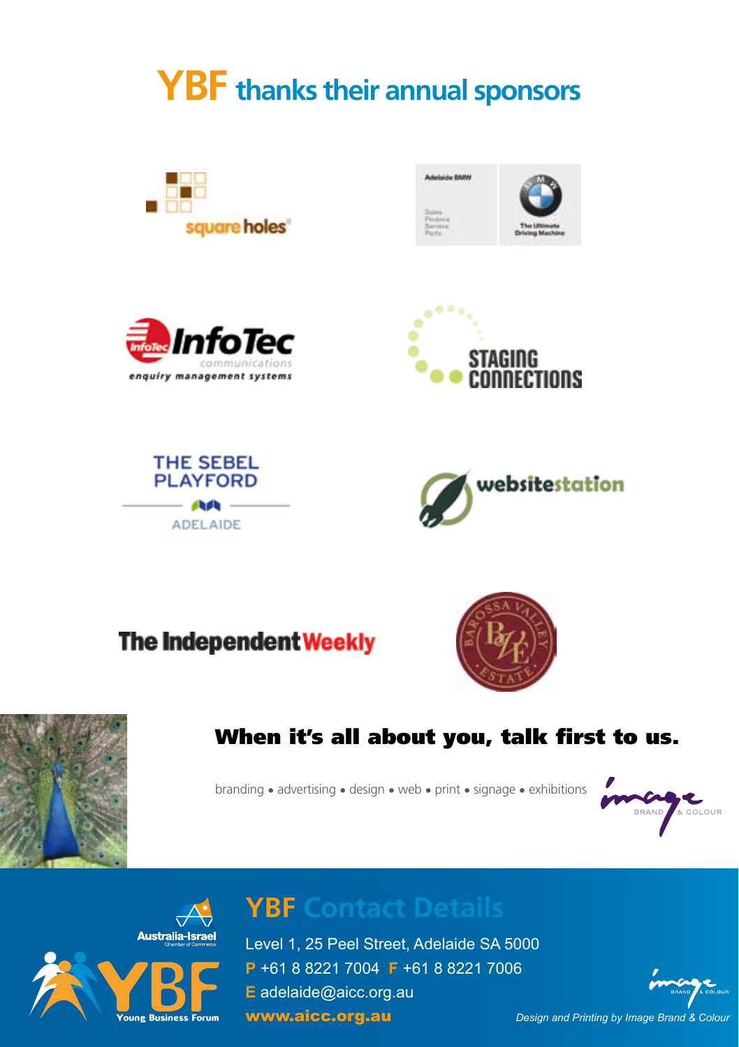# YBF thanks their annual sponsors

square holes

Adelaide BMW

Sales
Finance
Service
Parts

The Ultimate Driving Machine

InfoTec communications
enquiry management systems

STAGING CONNECTIONS

THE SEBEL PLAYFORD
ADELAIDE

websitestation

The Independent Weekly

Barossa Valley Estate

**When it's all about you, talk first to us.**

branding • advertising • design • web • print • signage • exhibitions

image BRAND & COLOUR

Australia-Israel Chamber of Commerce

YBF Young Business Forum

## YBF Contact Details

Level 1, 25 Peel Street, Adelaide SA 5000
**P** +61 8 8221 7004 **F** +61 8 8221 7006
**E** adelaide@aicc.org.au
**www.aicc.org.au**

*Design and Printing by Image Brand & Colour*